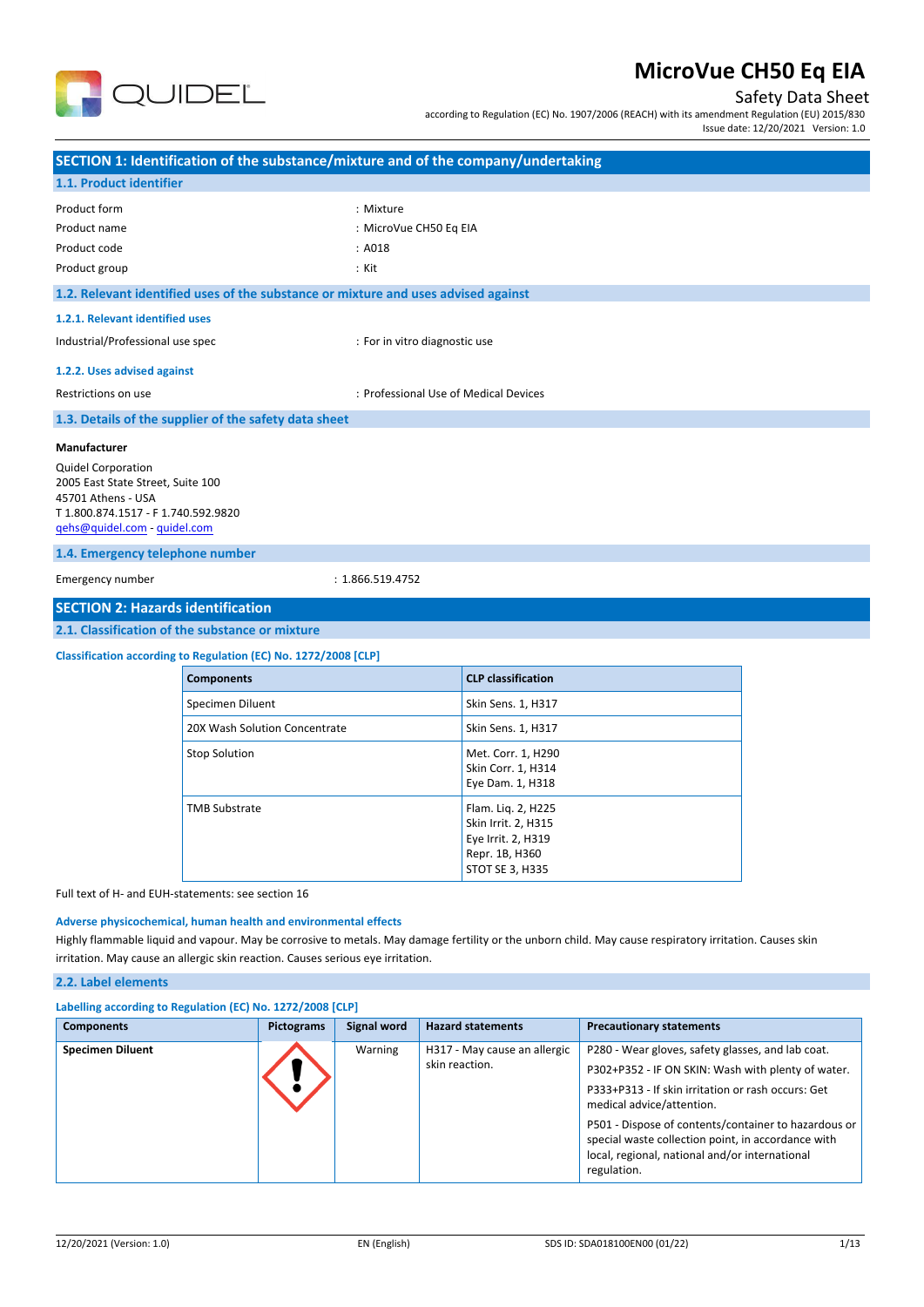# MicroVue CH50 Eq EIA

Safety Data Sheet

according to Regulation (EC) No. 1907/2006 (REACH) with its amendment Regulation (EU) 2015/830

Issue date: 12/20/2021 Version: 1.0

## SECTION 1: Identification of the substance/mixture and of the company/undertaking

### 1.1. Product identifier

| | |
|---|---|
| Product form | : Mixture |
| Product name | : MicroVue CH50 Eq EIA |
| Product code | : A018 |
| Product group | : Kit |

### 1.2. Relevant identified uses of the substance or mixture and uses advised against

#### 1.2.1. Relevant identified uses

| | |
|---|---|
| Industrial/Professional use spec | : For in vitro diagnostic use |

#### 1.2.2. Uses advised against

| | |
|---|---|
| Restrictions on use | : Professional Use of Medical Devices |

### 1.3. Details of the supplier of the safety data sheet

**Manufacturer**

Quidel Corporation
2005 East State Street, Suite 100
45701 Athens - USA
T 1.800.874.1517 - F 1.740.592.9820
qehs@quidel.com - quidel.com

### 1.4. Emergency telephone number

| | |
|---|---|
| Emergency number | : 1.866.519.4752 |

## SECTION 2: Hazards identification

### 2.1. Classification of the substance or mixture

**Classification according to Regulation (EC) No. 1272/2008 [CLP]**

| Components | CLP classification |
|---|---|
| Specimen Diluent | Skin Sens. 1, H317 |
| 20X Wash Solution Concentrate | Skin Sens. 1, H317 |
| Stop Solution | Met. Corr. 1, H290<br>Skin Corr. 1, H314<br>Eye Dam. 1, H318 |
| TMB Substrate | Flam. Liq. 2, H225<br>Skin Irrit. 2, H315<br>Eye Irrit. 2, H319<br>Repr. 1B, H360<br>STOT SE 3, H335 |

Full text of H- and EUH-statements: see section 16

**Adverse physicochemical, human health and environmental effects**

Highly flammable liquid and vapour. May be corrosive to metals. May damage fertility or the unborn child. May cause respiratory irritation. Causes skin irritation. May cause an allergic skin reaction. Causes serious eye irritation.

### 2.2. Label elements

**Labelling according to Regulation (EC) No. 1272/2008 [CLP]**

| Components | Pictograms | Signal word | Hazard statements | Precautionary statements |
|---|---|---|---|---|
| **Specimen Diluent** | | Warning | H317 - May cause an allergic skin reaction. | P280 - Wear gloves, safety glasses, and lab coat.<br>P302+P352 - IF ON SKIN: Wash with plenty of water.<br>P333+P313 - If skin irritation or rash occurs: Get medical advice/attention.<br>P501 - Dispose of contents/container to hazardous or special waste collection point, in accordance with local, regional, national and/or international regulation. |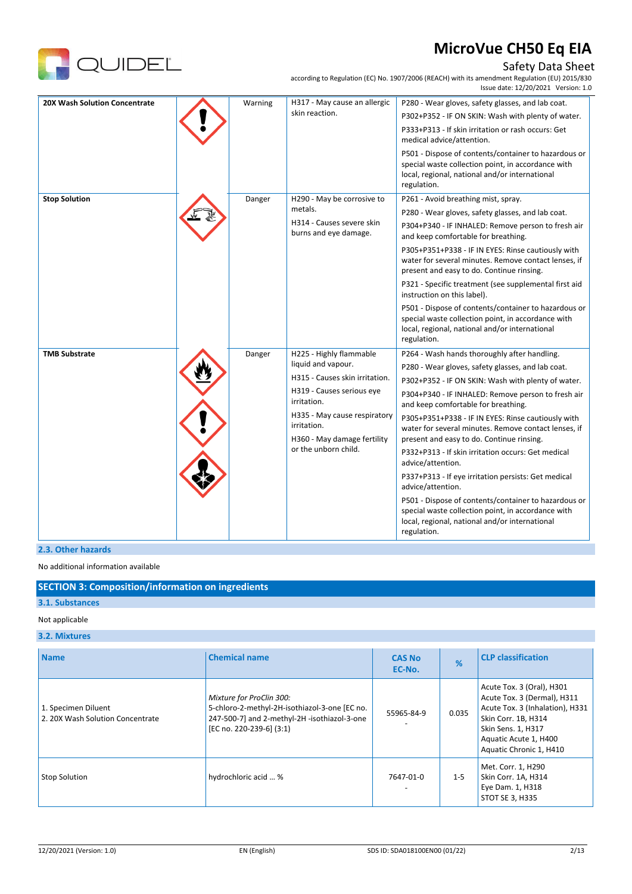| 20X Wash Solution Concentrate | | Warning | H317 - May cause an allergic skin reaction. | P280 - Wear gloves, safety glasses, and lab coat.<br>P302+P352 - IF ON SKIN: Wash with plenty of water.<br>P333+P313 - If skin irritation or rash occurs: Get medical advice/attention.<br>P501 - Dispose of contents/container to hazardous or special waste collection point, in accordance with local, regional, national and/or international regulation. |
|---|---|---|---|---|
| **Stop Solution** | | Danger | H290 - May be corrosive to metals.<br>H314 - Causes severe skin burns and eye damage. | P261 - Avoid breathing mist, spray.<br>P280 - Wear gloves, safety glasses, and lab coat.<br>P304+P340 - IF INHALED: Remove person to fresh air and keep comfortable for breathing.<br>P305+P351+P338 - IF IN EYES: Rinse cautiously with water for several minutes. Remove contact lenses, if present and easy to do. Continue rinsing.<br>P321 - Specific treatment (see supplemental first aid instruction on this label).<br>P501 - Dispose of contents/container to hazardous or special waste collection point, in accordance with local, regional, national and/or international regulation. |
| **TMB Substrate** | | Danger | H225 - Highly flammable liquid and vapour.<br>H315 - Causes skin irritation.<br>H319 - Causes serious eye irritation.<br>H335 - May cause respiratory irritation.<br>H360 - May damage fertility or the unborn child. | P264 - Wash hands thoroughly after handling.<br>P280 - Wear gloves, safety glasses, and lab coat.<br>P302+P352 - IF ON SKIN: Wash with plenty of water.<br>P304+P340 - IF INHALED: Remove person to fresh air and keep comfortable for breathing.<br>P305+P351+P338 - IF IN EYES: Rinse cautiously with water for several minutes. Remove contact lenses, if present and easy to do. Continue rinsing.<br>P332+P313 - If skin irritation occurs: Get medical advice/attention.<br>P337+P313 - If eye irritation persists: Get medical advice/attention.<br>P501 - Dispose of contents/container to hazardous or special waste collection point, in accordance with local, regional, national and/or international regulation. |

### 2.3. Other hazards

No additional information available

## SECTION 3: Composition/information on ingredients

### 3.1. Substances

Not applicable

### 3.2. Mixtures

| Name | Chemical name | CAS No<br>EC-No. | % | CLP classification |
|---|---|---|---|---|
| 1. Specimen Diluent<br>2. 20X Wash Solution Concentrate | *Mixture for ProClin 300:*<br>5-chloro-2-methyl-2H-isothiazol-3-one [EC no. 247-500-7] and 2-methyl-2H -isothiazol-3-one [EC no. 220-239-6] (3:1) | 55965-84-9<br>- | 0.035 | Acute Tox. 3 (Oral), H301<br>Acute Tox. 3 (Dermal), H311<br>Acute Tox. 3 (Inhalation), H331<br>Skin Corr. 1B, H314<br>Skin Sens. 1, H317<br>Aquatic Acute 1, H400<br>Aquatic Chronic 1, H410 |
| Stop Solution | hydrochloric acid ... % | 7647-01-0<br>- | 1-5 | Met. Corr. 1, H290<br>Skin Corr. 1A, H314<br>Eye Dam. 1, H318<br>STOT SE 3, H335 |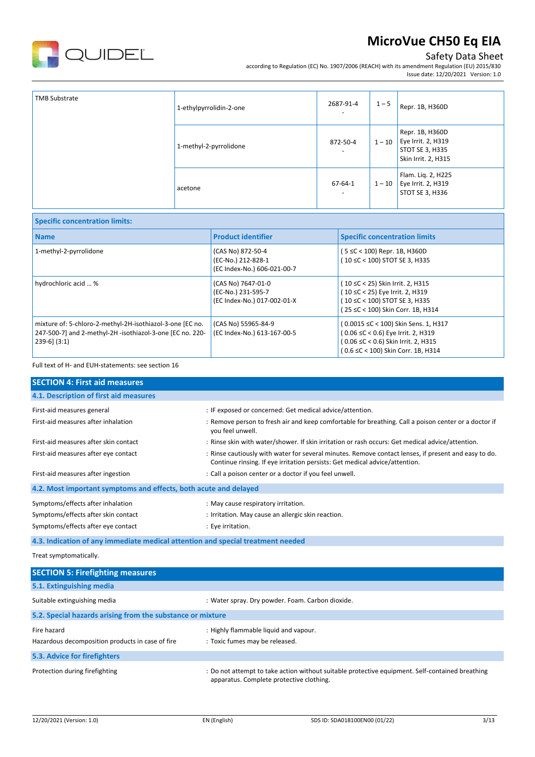| | | | | |
|---|---|---|---|---|
| TMB Substrate | 1-ethylpyrrolidin-2-one | 2687-91-4<br>- | 1 – 5 | Repr. 1B, H360D |
| | 1-methyl-2-pyrrolidone | 872-50-4<br>- | 1 – 10 | Repr. 1B, H360D<br>Eye Irrit. 2, H319<br>STOT SE 3, H335<br>Skin Irrit. 2, H315 |
| | acetone | 67-64-1<br>- | 1 – 10 | Flam. Liq. 2, H225<br>Eye Irrit. 2, H319<br>STOT SE 3, H336 |

| Specific concentration limits: | | |
|---|---|---|
| **Name** | **Product identifier** | **Specific concentration limits** |
| 1-methyl-2-pyrrolidone | (CAS No) 872-50-4<br>(EC-No.) 212-828-1<br>(EC Index-No.) 606-021-00-7 | ( 5 ≤C < 100) Repr. 1B, H360D<br>( 10 ≤C < 100) STOT SE 3, H335 |
| hydrochloric acid ... % | (CAS No) 7647-01-0<br>(EC-No.) 231-595-7<br>(EC Index-No.) 017-002-01-X | ( 10 ≤C < 25) Skin Irrit. 2, H315<br>( 10 ≤C < 25) Eye Irrit. 2, H319<br>( 10 ≤C < 100) STOT SE 3, H335<br>( 25 ≤C < 100) Skin Corr. 1B, H314 |
| mixture of: 5-chloro-2-methyl-2H-isothiazol-3-one [EC no. 247-500-7] and 2-methyl-2H -isothiazol-3-one [EC no. 220-239-6] (3:1) | (CAS No) 55965-84-9<br>(EC Index-No.) 613-167-00-5 | ( 0.0015 ≤C < 100) Skin Sens. 1, H317<br>( 0.06 ≤C < 0.6) Eye Irrit. 2, H319<br>( 0.06 ≤C < 0.6) Skin Irrit. 2, H315<br>( 0.6 ≤C < 100) Skin Corr. 1B, H314 |

Full text of H- and EUH-statements: see section 16

## SECTION 4: First aid measures

### 4.1. Description of first aid measures

| | |
|---|---|
| First-aid measures general | : IF exposed or concerned: Get medical advice/attention. |
| First-aid measures after inhalation | : Remove person to fresh air and keep comfortable for breathing. Call a poison center or a doctor if you feel unwell. |
| First-aid measures after skin contact | : Rinse skin with water/shower. If skin irritation or rash occurs: Get medical advice/attention. |
| First-aid measures after eye contact | : Rinse cautiously with water for several minutes. Remove contact lenses, if present and easy to do. Continue rinsing. If eye irritation persists: Get medical advice/attention. |
| First-aid measures after ingestion | : Call a poison center or a doctor if you feel unwell. |

### 4.2. Most important symptoms and effects, both acute and delayed

| | |
|---|---|
| Symptoms/effects after inhalation | : May cause respiratory irritation. |
| Symptoms/effects after skin contact | : Irritation. May cause an allergic skin reaction. |
| Symptoms/effects after eye contact | : Eye irritation. |

### 4.3. Indication of any immediate medical attention and special treatment needed

Treat symptomatically.

## SECTION 5: Firefighting measures

### 5.1. Extinguishing media

| | |
|---|---|
| Suitable extinguishing media | : Water spray. Dry powder. Foam. Carbon dioxide. |

### 5.2. Special hazards arising from the substance or mixture

| | |
|---|---|
| Fire hazard | : Highly flammable liquid and vapour. |
| Hazardous decomposition products in case of fire | : Toxic fumes may be released. |

### 5.3. Advice for firefighters

| | |
|---|---|
| Protection during firefighting | : Do not attempt to take action without suitable protective equipment. Self-contained breathing apparatus. Complete protective clothing. |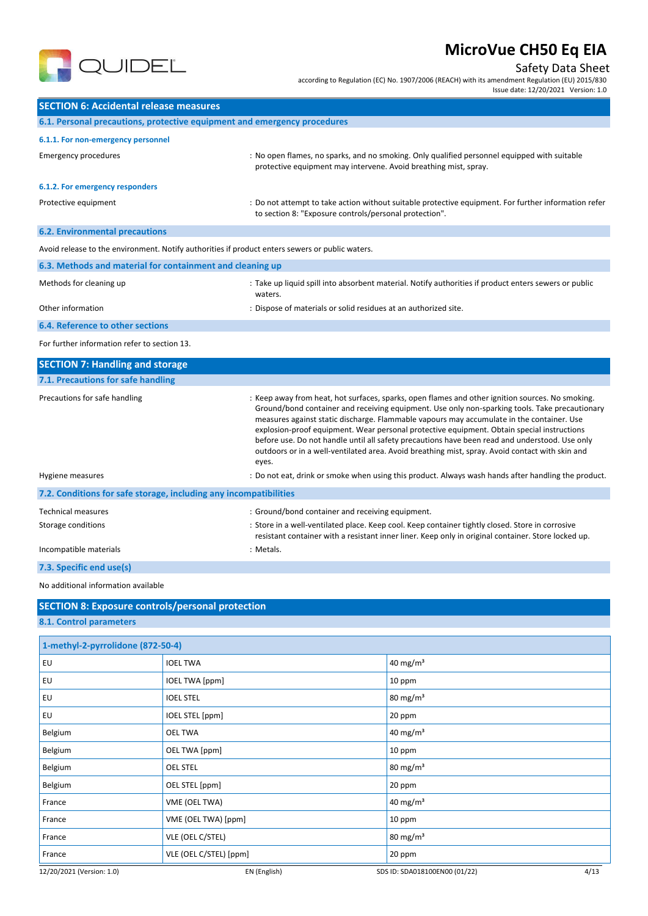## SECTION 6: Accidental release measures

### 6.1. Personal precautions, protective equipment and emergency procedures

#### 6.1.1. For non-emergency personnel

Emergency procedures : No open flames, no sparks, and no smoking. Only qualified personnel equipped with suitable protective equipment may intervene. Avoid breathing mist, spray.

#### 6.1.2. For emergency responders

Protective equipment : Do not attempt to take action without suitable protective equipment. For further information refer to section 8: "Exposure controls/personal protection".

### 6.2. Environmental precautions

Avoid release to the environment. Notify authorities if product enters sewers or public waters.

### 6.3. Methods and material for containment and cleaning up

Methods for cleaning up : Take up liquid spill into absorbent material. Notify authorities if product enters sewers or public waters.

Other information : Dispose of materials or solid residues at an authorized site.

### 6.4. Reference to other sections

For further information refer to section 13.

## SECTION 7: Handling and storage

### 7.1. Precautions for safe handling

Precautions for safe handling : Keep away from heat, hot surfaces, sparks, open flames and other ignition sources. No smoking. Ground/bond container and receiving equipment. Use only non-sparking tools. Take precautionary measures against static discharge. Flammable vapours may accumulate in the container. Use explosion-proof equipment. Wear personal protective equipment. Obtain special instructions before use. Do not handle until all safety precautions have been read and understood. Use only outdoors or in a well-ventilated area. Avoid breathing mist, spray. Avoid contact with skin and eyes.

Hygiene measures : Do not eat, drink or smoke when using this product. Always wash hands after handling the product.

### 7.2. Conditions for safe storage, including any incompatibilities

Technical measures : Ground/bond container and receiving equipment.

Storage conditions : Store in a well-ventilated place. Keep cool. Keep container tightly closed. Store in corrosive resistant container with a resistant inner liner. Keep only in original container. Store locked up.

Incompatible materials : Metals.

### 7.3. Specific end use(s)

No additional information available

## SECTION 8: Exposure controls/personal protection

### 8.1. Control parameters

| 1-methyl-2-pyrrolidone (872-50-4) | | |
|---|---|---|
| EU | IOEL TWA | 40 mg/m³ |
| EU | IOEL TWA [ppm] | 10 ppm |
| EU | IOEL STEL | 80 mg/m³ |
| EU | IOEL STEL [ppm] | 20 ppm |
| Belgium | OEL TWA | 40 mg/m³ |
| Belgium | OEL TWA [ppm] | 10 ppm |
| Belgium | OEL STEL | 80 mg/m³ |
| Belgium | OEL STEL [ppm] | 20 ppm |
| France | VME (OEL TWA) | 40 mg/m³ |
| France | VME (OEL TWA) [ppm] | 10 ppm |
| France | VLE (OEL C/STEL) | 80 mg/m³ |
| France | VLE (OEL C/STEL) [ppm] | 20 ppm |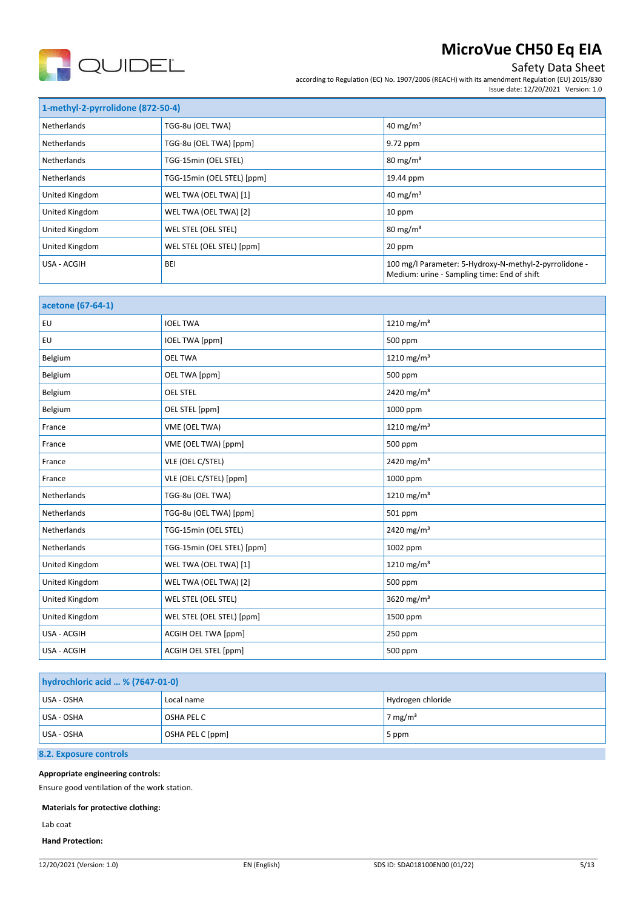| 1-methyl-2-pyrrolidone (872-50-4) | | |
|---|---|---|
| Netherlands | TGG-8u (OEL TWA) | 40 mg/m³ |
| Netherlands | TGG-8u (OEL TWA) [ppm] | 9.72 ppm |
| Netherlands | TGG-15min (OEL STEL) | 80 mg/m³ |
| Netherlands | TGG-15min (OEL STEL) [ppm] | 19.44 ppm |
| United Kingdom | WEL TWA (OEL TWA) [1] | 40 mg/m³ |
| United Kingdom | WEL TWA (OEL TWA) [2] | 10 ppm |
| United Kingdom | WEL STEL (OEL STEL) | 80 mg/m³ |
| United Kingdom | WEL STEL (OEL STEL) [ppm] | 20 ppm |
| USA - ACGIH | BEI | 100 mg/l Parameter: 5-Hydroxy-N-methyl-2-pyrrolidone - Medium: urine - Sampling time: End of shift |

| acetone (67-64-1) | | |
|---|---|---|
| EU | IOEL TWA | 1210 mg/m³ |
| EU | IOEL TWA [ppm] | 500 ppm |
| Belgium | OEL TWA | 1210 mg/m³ |
| Belgium | OEL TWA [ppm] | 500 ppm |
| Belgium | OEL STEL | 2420 mg/m³ |
| Belgium | OEL STEL [ppm] | 1000 ppm |
| France | VME (OEL TWA) | 1210 mg/m³ |
| France | VME (OEL TWA) [ppm] | 500 ppm |
| France | VLE (OEL C/STEL) | 2420 mg/m³ |
| France | VLE (OEL C/STEL) [ppm] | 1000 ppm |
| Netherlands | TGG-8u (OEL TWA) | 1210 mg/m³ |
| Netherlands | TGG-8u (OEL TWA) [ppm] | 501 ppm |
| Netherlands | TGG-15min (OEL STEL) | 2420 mg/m³ |
| Netherlands | TGG-15min (OEL STEL) [ppm] | 1002 ppm |
| United Kingdom | WEL TWA (OEL TWA) [1] | 1210 mg/m³ |
| United Kingdom | WEL TWA (OEL TWA) [2] | 500 ppm |
| United Kingdom | WEL STEL (OEL STEL) | 3620 mg/m³ |
| United Kingdom | WEL STEL (OEL STEL) [ppm] | 1500 ppm |
| USA - ACGIH | ACGIH OEL TWA [ppm] | 250 ppm |
| USA - ACGIH | ACGIH OEL STEL [ppm] | 500 ppm |

| hydrochloric acid ... % (7647-01-0) | | |
|---|---|---|
| USA - OSHA | Local name | Hydrogen chloride |
| USA - OSHA | OSHA PEL C | 7 mg/m³ |
| USA - OSHA | OSHA PEL C [ppm] | 5 ppm |

## 8.2. Exposure controls

**Appropriate engineering controls:**

Ensure good ventilation of the work station.

**Materials for protective clothing:**

Lab coat

**Hand Protection:**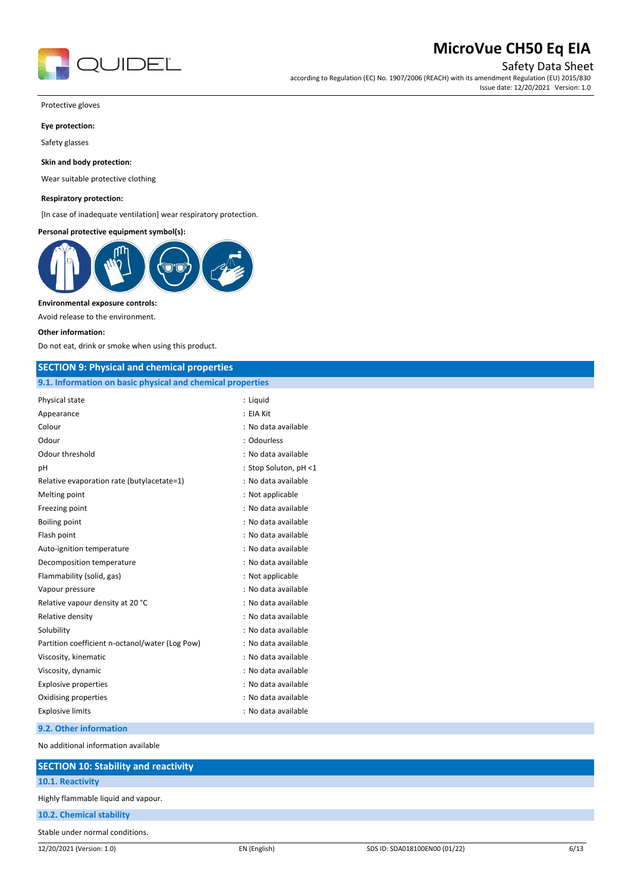Protective gloves

**Eye protection:**

Safety glasses

**Skin and body protection:**

Wear suitable protective clothing

**Respiratory protection:**

[In case of inadequate ventilation] wear respiratory protection.

**Personal protective equipment symbol(s):**

**Environmental exposure controls:**

Avoid release to the environment.

**Other information:**

Do not eat, drink or smoke when using this product.

## SECTION 9: Physical and chemical properties

### 9.1. Information on basic physical and chemical properties

| | |
|---|---|
| Physical state | : Liquid |
| Appearance | : EIA Kit |
| Colour | : No data available |
| Odour | : Odourless |
| Odour threshold | : No data available |
| pH | : Stop Soluton, pH <1 |
| Relative evaporation rate (butylacetate=1) | : No data available |
| Melting point | : Not applicable |
| Freezing point | : No data available |
| Boiling point | : No data available |
| Flash point | : No data available |
| Auto-ignition temperature | : No data available |
| Decomposition temperature | : No data available |
| Flammability (solid, gas) | : Not applicable |
| Vapour pressure | : No data available |
| Relative vapour density at 20 °C | : No data available |
| Relative density | : No data available |
| Solubility | : No data available |
| Partition coefficient n-octanol/water (Log Pow) | : No data available |
| Viscosity, kinematic | : No data available |
| Viscosity, dynamic | : No data available |
| Explosive properties | : No data available |
| Oxidising properties | : No data available |
| Explosive limits | : No data available |

### 9.2. Other information

No additional information available

## SECTION 10: Stability and reactivity

### 10.1. Reactivity

Highly flammable liquid and vapour.

### 10.2. Chemical stability

Stable under normal conditions.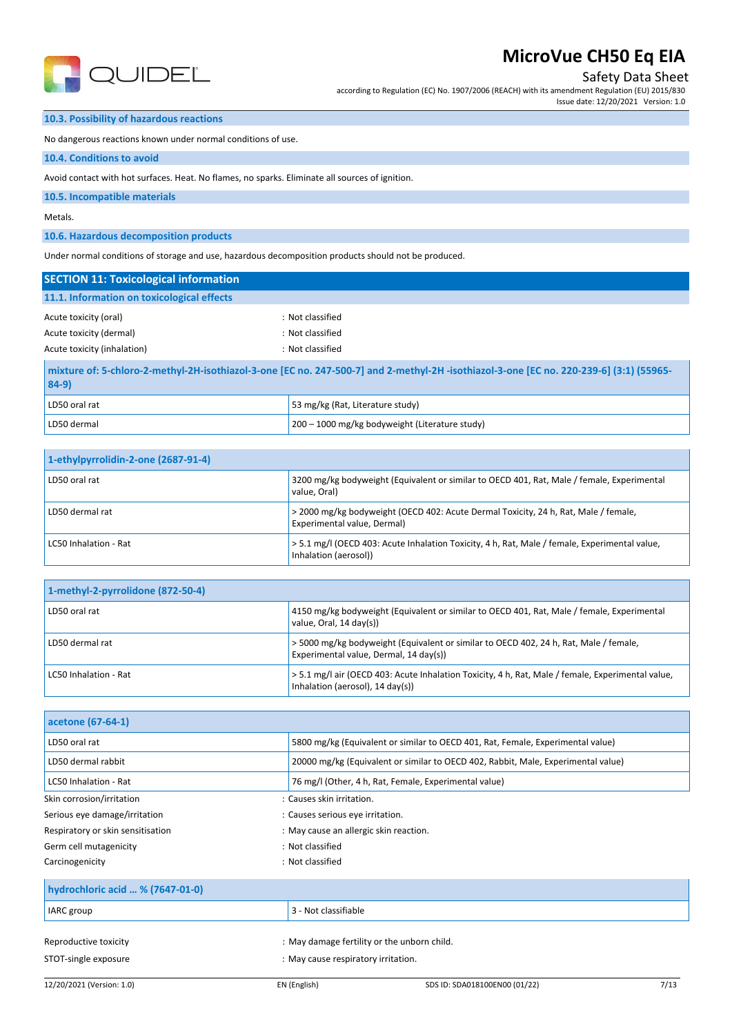### 10.3. Possibility of hazardous reactions

No dangerous reactions known under normal conditions of use.

### 10.4. Conditions to avoid

Avoid contact with hot surfaces. Heat. No flames, no sparks. Eliminate all sources of ignition.

### 10.5. Incompatible materials

Metals.

### 10.6. Hazardous decomposition products

Under normal conditions of storage and use, hazardous decomposition products should not be produced.

## SECTION 11: Toxicological information

### 11.1. Information on toxicological effects

Acute toxicity (oral) : Not classified

Acute toxicity (dermal) : Not classified

Acute toxicity (inhalation) : Not classified

| mixture of: 5-chloro-2-methyl-2H-isothiazol-3-one [EC no. 247-500-7] and 2-methyl-2H -isothiazol-3-one [EC no. 220-239-6] (3:1) (55965-84-9) | |
|---|---|
| LD50 oral rat | 53 mg/kg (Rat, Literature study) |
| LD50 dermal | 200 – 1000 mg/kg bodyweight (Literature study) |

| 1-ethylpyrrolidin-2-one (2687-91-4) | |
|---|---|
| LD50 oral rat | 3200 mg/kg bodyweight (Equivalent or similar to OECD 401, Rat, Male / female, Experimental value, Oral) |
| LD50 dermal rat | > 2000 mg/kg bodyweight (OECD 402: Acute Dermal Toxicity, 24 h, Rat, Male / female, Experimental value, Dermal) |
| LC50 Inhalation - Rat | > 5.1 mg/l (OECD 403: Acute Inhalation Toxicity, 4 h, Rat, Male / female, Experimental value, Inhalation (aerosol)) |

| 1-methyl-2-pyrrolidone (872-50-4) | |
|---|---|
| LD50 oral rat | 4150 mg/kg bodyweight (Equivalent or similar to OECD 401, Rat, Male / female, Experimental value, Oral, 14 day(s)) |
| LD50 dermal rat | > 5000 mg/kg bodyweight (Equivalent or similar to OECD 402, 24 h, Rat, Male / female, Experimental value, Dermal, 14 day(s)) |
| LC50 Inhalation - Rat | > 5.1 mg/l air (OECD 403: Acute Inhalation Toxicity, 4 h, Rat, Male / female, Experimental value, Inhalation (aerosol), 14 day(s)) |

| acetone (67-64-1) | |
|---|---|
| LD50 oral rat | 5800 mg/kg (Equivalent or similar to OECD 401, Rat, Female, Experimental value) |
| LD50 dermal rabbit | 20000 mg/kg (Equivalent or similar to OECD 402, Rabbit, Male, Experimental value) |
| LC50 Inhalation - Rat | 76 mg/l (Other, 4 h, Rat, Female, Experimental value) |

Skin corrosion/irritation : Causes skin irritation.

Serious eye damage/irritation : Causes serious eye irritation.

Respiratory or skin sensitisation : May cause an allergic skin reaction.

Germ cell mutagenicity : Not classified

Carcinogenicity : Not classified

| hydrochloric acid ... % (7647-01-0) | |
|---|---|
| IARC group | 3 - Not classifiable |

Reproductive toxicity : May damage fertility or the unborn child.

STOT-single exposure : May cause respiratory irritation.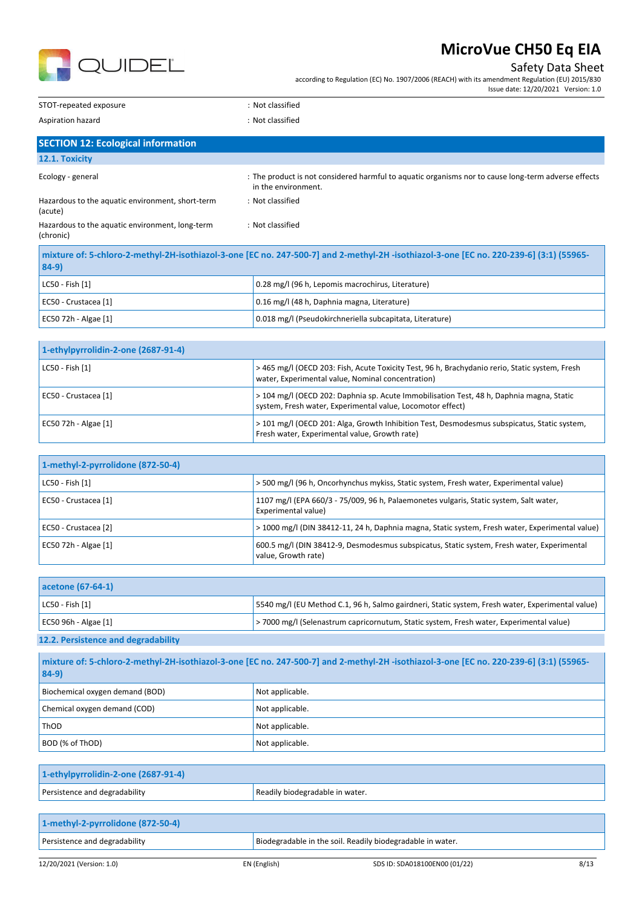| | |
|---|---|
| STOT-repeated exposure | : Not classified |
| Aspiration hazard | : Not classified |

## SECTION 12: Ecological information

### 12.1. Toxicity

| | |
|---|---|
| Ecology - general | : The product is not considered harmful to aquatic organisms nor to cause long-term adverse effects in the environment. |
| Hazardous to the aquatic environment, short-term (acute) | : Not classified |
| Hazardous to the aquatic environment, long-term (chronic) | : Not classified |

| mixture of: 5-chloro-2-methyl-2H-isothiazol-3-one [EC no. 247-500-7] and 2-methyl-2H -isothiazol-3-one [EC no. 220-239-6] (3:1) (55965-84-9) | |
|---|---|
| LC50 - Fish [1] | 0.28 mg/l (96 h, Lepomis macrochirus, Literature) |
| EC50 - Crustacea [1] | 0.16 mg/l (48 h, Daphnia magna, Literature) |
| EC50 72h - Algae [1] | 0.018 mg/l (Pseudokirchneriella subcapitata, Literature) |

| 1-ethylpyrrolidin-2-one (2687-91-4) | |
|---|---|
| LC50 - Fish [1] | > 465 mg/l (OECD 203: Fish, Acute Toxicity Test, 96 h, Brachydanio rerio, Static system, Fresh water, Experimental value, Nominal concentration) |
| EC50 - Crustacea [1] | > 104 mg/l (OECD 202: Daphnia sp. Acute Immobilisation Test, 48 h, Daphnia magna, Static system, Fresh water, Experimental value, Locomotor effect) |
| EC50 72h - Algae [1] | > 101 mg/l (OECD 201: Alga, Growth Inhibition Test, Desmodesmus subspicatus, Static system, Fresh water, Experimental value, Growth rate) |

| 1-methyl-2-pyrrolidone (872-50-4) | |
|---|---|
| LC50 - Fish [1] | > 500 mg/l (96 h, Oncorhynchus mykiss, Static system, Fresh water, Experimental value) |
| EC50 - Crustacea [1] | 1107 mg/l (EPA 660/3 - 75/009, 96 h, Palaemonetes vulgaris, Static system, Salt water, Experimental value) |
| EC50 - Crustacea [2] | > 1000 mg/l (DIN 38412-11, 24 h, Daphnia magna, Static system, Fresh water, Experimental value) |
| EC50 72h - Algae [1] | 600.5 mg/l (DIN 38412-9, Desmodesmus subspicatus, Static system, Fresh water, Experimental value, Growth rate) |

| acetone (67-64-1) | |
|---|---|
| LC50 - Fish [1] | 5540 mg/l (EU Method C.1, 96 h, Salmo gairdneri, Static system, Fresh water, Experimental value) |
| EC50 96h - Algae [1] | > 7000 mg/l (Selenastrum capricornutum, Static system, Fresh water, Experimental value) |

### 12.2. Persistence and degradability

| mixture of: 5-chloro-2-methyl-2H-isothiazol-3-one [EC no. 247-500-7] and 2-methyl-2H -isothiazol-3-one [EC no. 220-239-6] (3:1) (55965-84-9) | |
|---|---|
| Biochemical oxygen demand (BOD) | Not applicable. |
| Chemical oxygen demand (COD) | Not applicable. |
| ThOD | Not applicable. |
| BOD (% of ThOD) | Not applicable. |

| 1-ethylpyrrolidin-2-one (2687-91-4) | |
|---|---|
| Persistence and degradability | Readily biodegradable in water. |

| 1-methyl-2-pyrrolidone (872-50-4) | |
|---|---|
| Persistence and degradability | Biodegradable in the soil. Readily biodegradable in water. |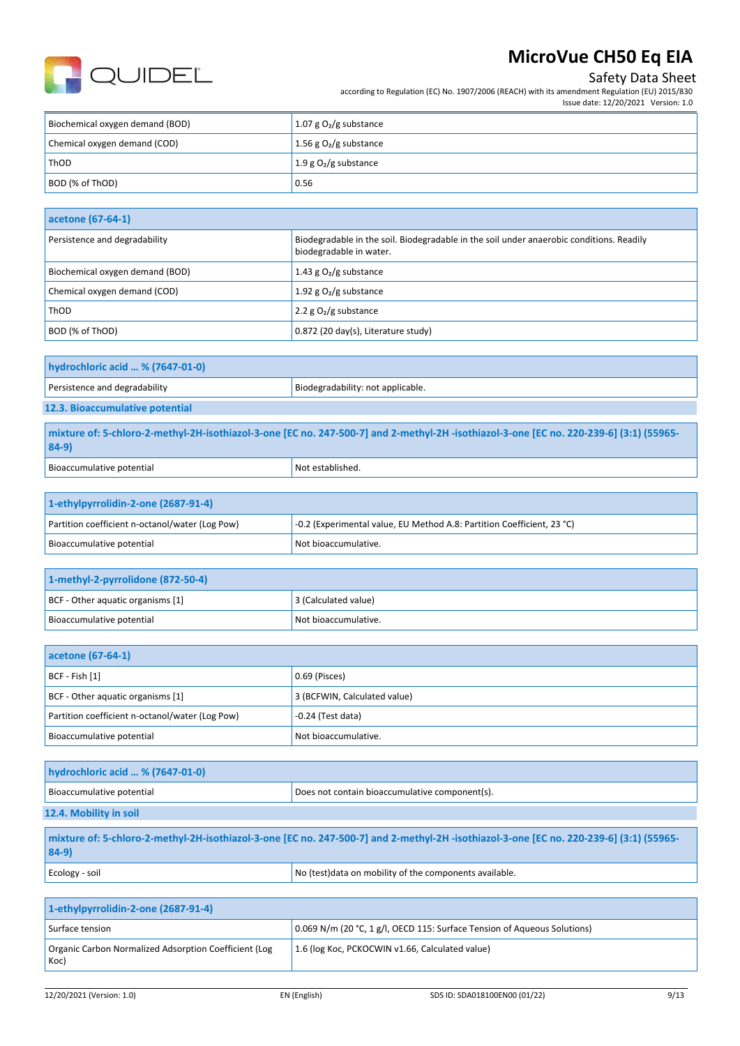| | |
|---|---|
| Biochemical oxygen demand (BOD) | 1.07 g $O_2$/g substance |
| Chemical oxygen demand (COD) | 1.56 g $O_2$/g substance |
| ThOD | 1.9 g $O_2$/g substance |
| BOD (% of ThOD) | 0.56 |

| acetone (67-64-1) | |
|---|---|
| Persistence and degradability | Biodegradable in the soil. Biodegradable in the soil under anaerobic conditions. Readily biodegradable in water. |
| Biochemical oxygen demand (BOD) | 1.43 g $O_2$/g substance |
| Chemical oxygen demand (COD) | 1.92 g $O_2$/g substance |
| ThOD | 2.2 g $O_2$/g substance |
| BOD (% of ThOD) | 0.872 (20 day(s), Literature study) |

| hydrochloric acid … % (7647-01-0) | |
|---|---|
| Persistence and degradability | Biodegradability: not applicable. |

## 12.3. Bioaccumulative potential

| mixture of: 5-chloro-2-methyl-2H-isothiazol-3-one [EC no. 247-500-7] and 2-methyl-2H -isothiazol-3-one [EC no. 220-239-6] (3:1) (55965-84-9) | |
|---|---|
| Bioaccumulative potential | Not established. |

| 1-ethylpyrrolidin-2-one (2687-91-4) | |
|---|---|
| Partition coefficient n-octanol/water (Log Pow) | -0.2 (Experimental value, EU Method A.8: Partition Coefficient, 23 °C) |
| Bioaccumulative potential | Not bioaccumulative. |

| 1-methyl-2-pyrrolidone (872-50-4) | |
|---|---|
| BCF - Other aquatic organisms [1] | 3 (Calculated value) |
| Bioaccumulative potential | Not bioaccumulative. |

| acetone (67-64-1) | |
|---|---|
| BCF - Fish [1] | 0.69 (Pisces) |
| BCF - Other aquatic organisms [1] | 3 (BCFWIN, Calculated value) |
| Partition coefficient n-octanol/water (Log Pow) | -0.24 (Test data) |
| Bioaccumulative potential | Not bioaccumulative. |

| hydrochloric acid … % (7647-01-0) | |
|---|---|
| Bioaccumulative potential | Does not contain bioaccumulative component(s). |

## 12.4. Mobility in soil

| mixture of: 5-chloro-2-methyl-2H-isothiazol-3-one [EC no. 247-500-7] and 2-methyl-2H -isothiazol-3-one [EC no. 220-239-6] (3:1) (55965-84-9) | |
|---|---|
| Ecology - soil | No (test)data on mobility of the components available. |

| 1-ethylpyrrolidin-2-one (2687-91-4) | |
|---|---|
| Surface tension | 0.069 N/m (20 °C, 1 g/l, OECD 115: Surface Tension of Aqueous Solutions) |
| Organic Carbon Normalized Adsorption Coefficient (Log Koc) | 1.6 (log Koc, PCKOCWIN v1.66, Calculated value) |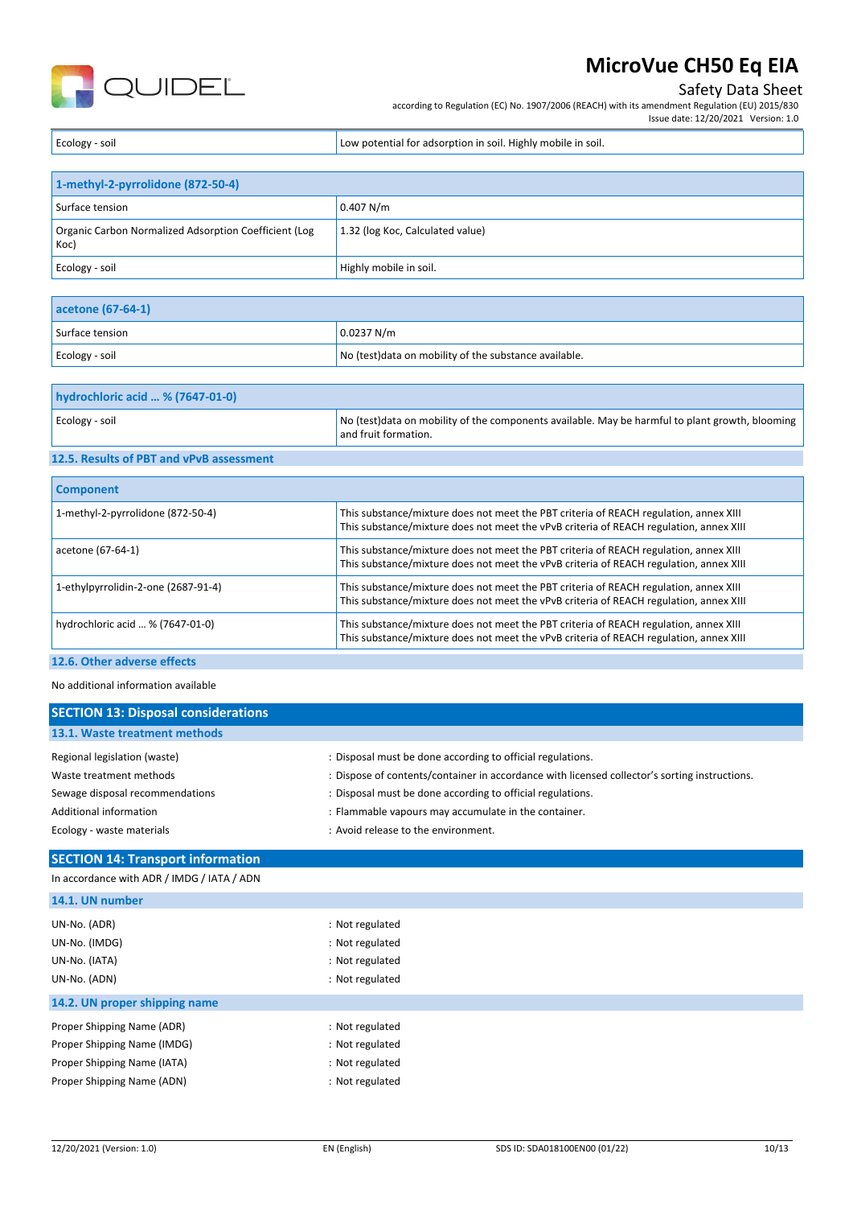| Ecology - soil | Low potential for adsorption in soil. Highly mobile in soil. |
|---|---|

| 1-methyl-2-pyrrolidone (872-50-4) | |
|---|---|
| Surface tension | 0.407 N/m |
| Organic Carbon Normalized Adsorption Coefficient (Log Koc) | 1.32 (log Koc, Calculated value) |
| Ecology - soil | Highly mobile in soil. |

| acetone (67-64-1) | |
|---|---|
| Surface tension | 0.0237 N/m |
| Ecology - soil | No (test)data on mobility of the substance available. |

| hydrochloric acid … % (7647-01-0) | |
|---|---|
| Ecology - soil | No (test)data on mobility of the components available. May be harmful to plant growth, blooming and fruit formation. |

### 12.5. Results of PBT and vPvB assessment

| Component | |
|---|---|
| 1-methyl-2-pyrrolidone (872-50-4) | This substance/mixture does not meet the PBT criteria of REACH regulation, annex XIII<br>This substance/mixture does not meet the vPvB criteria of REACH regulation, annex XIII |
| acetone (67-64-1) | This substance/mixture does not meet the PBT criteria of REACH regulation, annex XIII<br>This substance/mixture does not meet the vPvB criteria of REACH regulation, annex XIII |
| 1-ethylpyrrolidin-2-one (2687-91-4) | This substance/mixture does not meet the PBT criteria of REACH regulation, annex XIII<br>This substance/mixture does not meet the vPvB criteria of REACH regulation, annex XIII |
| hydrochloric acid … % (7647-01-0) | This substance/mixture does not meet the PBT criteria of REACH regulation, annex XIII<br>This substance/mixture does not meet the vPvB criteria of REACH regulation, annex XIII |

### 12.6. Other adverse effects

No additional information available

## SECTION 13: Disposal considerations

### 13.1. Waste treatment methods

Regional legislation (waste) : Disposal must be done according to official regulations.

Waste treatment methods : Dispose of contents/container in accordance with licensed collector's sorting instructions.

Sewage disposal recommendations : Disposal must be done according to official regulations.

Additional information : Flammable vapours may accumulate in the container.

Ecology - waste materials : Avoid release to the environment.

## SECTION 14: Transport information

In accordance with ADR / IMDG / IATA / ADN

### 14.1. UN number

UN-No. (ADR) : Not regulated

UN-No. (IMDG) : Not regulated

UN-No. (IATA) : Not regulated

UN-No. (ADN) : Not regulated

### 14.2. UN proper shipping name

Proper Shipping Name (ADR) : Not regulated

Proper Shipping Name (IMDG) : Not regulated

Proper Shipping Name (IATA) : Not regulated

Proper Shipping Name (ADN) : Not regulated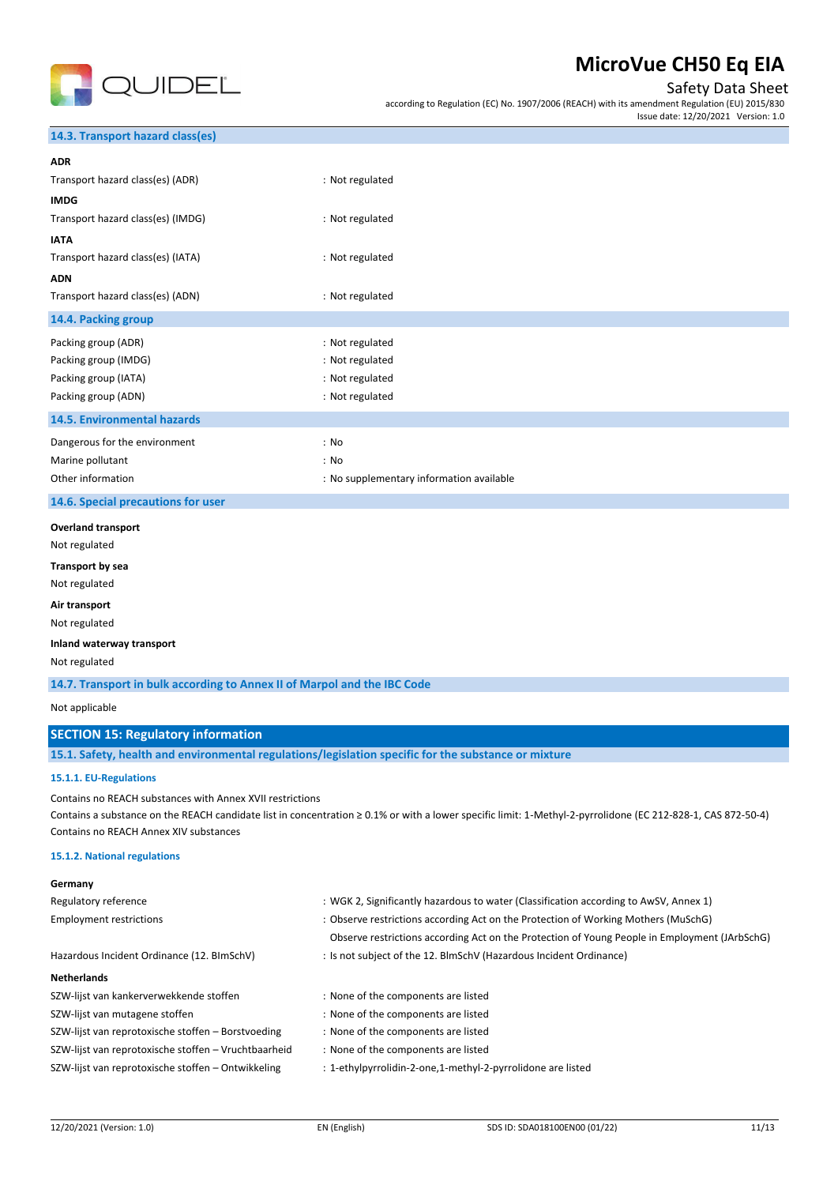### 14.3. Transport hazard class(es)

**ADR**

| | |
|---|---|
| Transport hazard class(es) (ADR) | : Not regulated |

**IMDG**

| | |
|---|---|
| Transport hazard class(es) (IMDG) | : Not regulated |

**IATA**

| | |
|---|---|
| Transport hazard class(es) (IATA) | : Not regulated |

**ADN**

| | |
|---|---|
| Transport hazard class(es) (ADN) | : Not regulated |

### 14.4. Packing group

| | |
|---|---|
| Packing group (ADR) | : Not regulated |
| Packing group (IMDG) | : Not regulated |
| Packing group (IATA) | : Not regulated |
| Packing group (ADN) | : Not regulated |

### 14.5. Environmental hazards

| | |
|---|---|
| Dangerous for the environment | : No |
| Marine pollutant | : No |
| Other information | : No supplementary information available |

### 14.6. Special precautions for user

**Overland transport**

Not regulated

**Transport by sea**

Not regulated

**Air transport**

Not regulated

**Inland waterway transport**

Not regulated

### 14.7. Transport in bulk according to Annex II of Marpol and the IBC Code

Not applicable

## SECTION 15: Regulatory information

### 15.1. Safety, health and environmental regulations/legislation specific for the substance or mixture

#### 15.1.1. EU-Regulations

Contains no REACH substances with Annex XVII restrictions

Contains a substance on the REACH candidate list in concentration ≥ 0.1% or with a lower specific limit: 1-Methyl-2-pyrrolidone (EC 212-828-1, CAS 872-50-4)

Contains no REACH Annex XIV substances

#### 15.1.2. National regulations

**Germany**

| | |
|---|---|
| Regulatory reference | : WGK 2, Significantly hazardous to water (Classification according to AwSV, Annex 1) |
| Employment restrictions | : Observe restrictions according Act on the Protection of Working Mothers (MuSchG)<br>Observe restrictions according Act on the Protection of Young People in Employment (JArbSchG) |
| Hazardous Incident Ordinance (12. BImSchV) | : Is not subject of the 12. BlmSchV (Hazardous Incident Ordinance) |

**Netherlands**

| | |
|---|---|
| SZW-lijst van kankerverwekkende stoffen | : None of the components are listed |
| SZW-lijst van mutagene stoffen | : None of the components are listed |
| SZW-lijst van reprotoxische stoffen – Borstvoeding | : None of the components are listed |
| SZW-lijst van reprotoxische stoffen – Vruchtbaarheid | : None of the components are listed |
| SZW-lijst van reprotoxische stoffen – Ontwikkeling | : 1-ethylpyrrolidin-2-one,1-methyl-2-pyrrolidone are listed |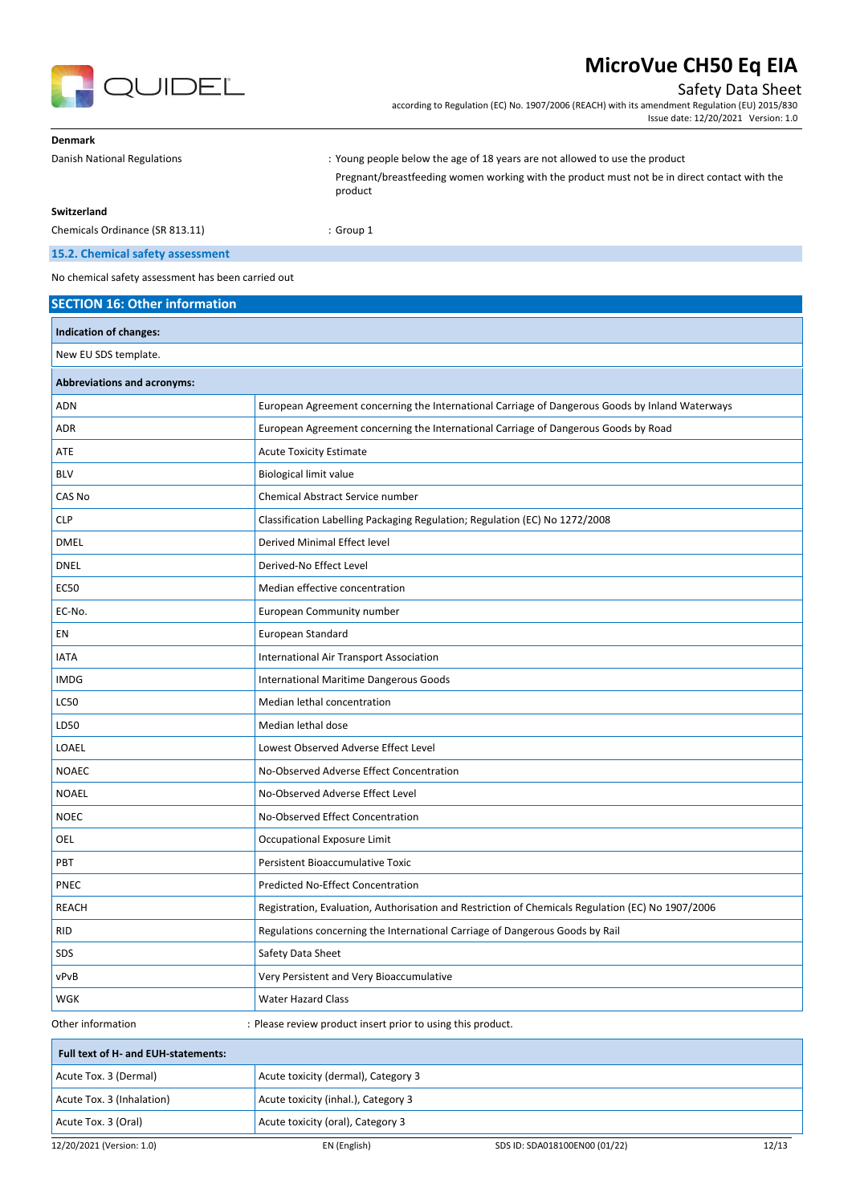**Denmark**

Danish National Regulations : Young people below the age of 18 years are not allowed to use the product

Pregnant/breastfeeding women working with the product must not be in direct contact with the product

**Switzerland**

Chemicals Ordinance (SR 813.11) : Group 1

### 15.2. Chemical safety assessment

No chemical safety assessment has been carried out

## SECTION 16: Other information

| **Indication of changes:** |
|---|
| New EU SDS template. |

| **Abbreviations and acronyms:** | |
|---|---|
| ADN | European Agreement concerning the International Carriage of Dangerous Goods by Inland Waterways |
| ADR | European Agreement concerning the International Carriage of Dangerous Goods by Road |
| ATE | Acute Toxicity Estimate |
| BLV | Biological limit value |
| CAS No | Chemical Abstract Service number |
| CLP | Classification Labelling Packaging Regulation; Regulation (EC) No 1272/2008 |
| DMEL | Derived Minimal Effect level |
| DNEL | Derived-No Effect Level |
| EC50 | Median effective concentration |
| EC-No. | European Community number |
| EN | European Standard |
| IATA | International Air Transport Association |
| IMDG | International Maritime Dangerous Goods |
| LC50 | Median lethal concentration |
| LD50 | Median lethal dose |
| LOAEL | Lowest Observed Adverse Effect Level |
| NOAEC | No-Observed Adverse Effect Concentration |
| NOAEL | No-Observed Adverse Effect Level |
| NOEC | No-Observed Effect Concentration |
| OEL | Occupational Exposure Limit |
| PBT | Persistent Bioaccumulative Toxic |
| PNEC | Predicted No-Effect Concentration |
| REACH | Registration, Evaluation, Authorisation and Restriction of Chemicals Regulation (EC) No 1907/2006 |
| RID | Regulations concerning the International Carriage of Dangerous Goods by Rail |
| SDS | Safety Data Sheet |
| vPvB | Very Persistent and Very Bioaccumulative |
| WGK | Water Hazard Class |

Other information : Please review product insert prior to using this product.

| **Full text of H- and EUH-statements:** | |
|---|---|
| Acute Tox. 3 (Dermal) | Acute toxicity (dermal), Category 3 |
| Acute Tox. 3 (Inhalation) | Acute toxicity (inhal.), Category 3 |
| Acute Tox. 3 (Oral) | Acute toxicity (oral), Category 3 |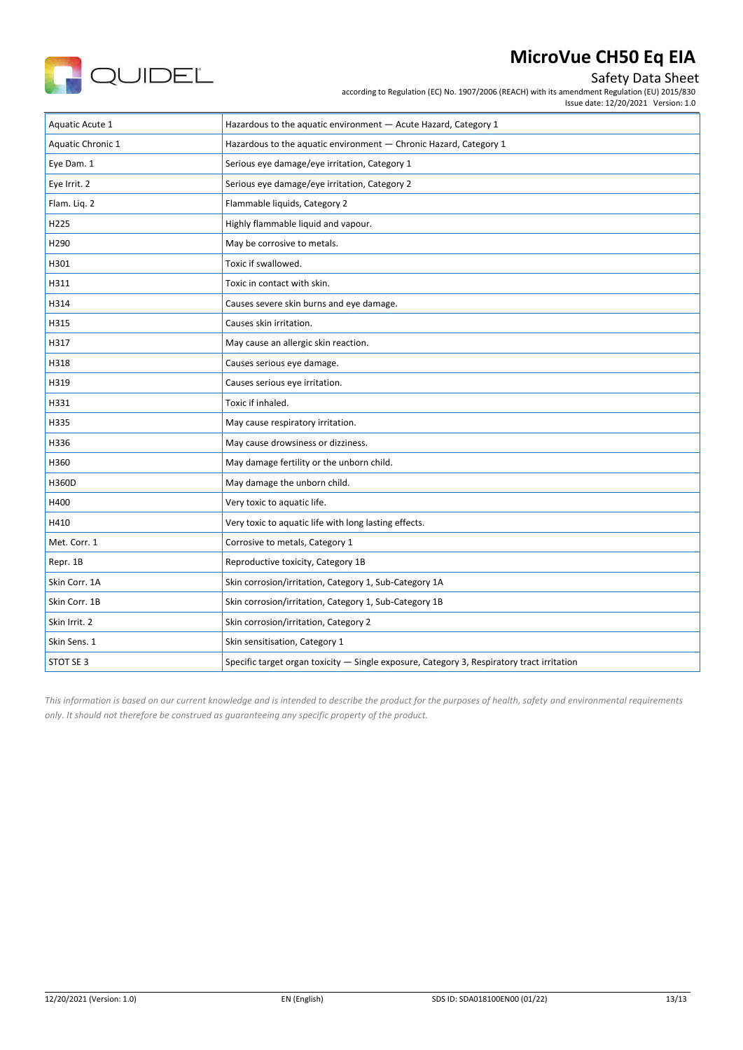| | |
|---|---|
| Aquatic Acute 1 | Hazardous to the aquatic environment — Acute Hazard, Category 1 |
| Aquatic Chronic 1 | Hazardous to the aquatic environment — Chronic Hazard, Category 1 |
| Eye Dam. 1 | Serious eye damage/eye irritation, Category 1 |
| Eye Irrit. 2 | Serious eye damage/eye irritation, Category 2 |
| Flam. Liq. 2 | Flammable liquids, Category 2 |
| H225 | Highly flammable liquid and vapour. |
| H290 | May be corrosive to metals. |
| H301 | Toxic if swallowed. |
| H311 | Toxic in contact with skin. |
| H314 | Causes severe skin burns and eye damage. |
| H315 | Causes skin irritation. |
| H317 | May cause an allergic skin reaction. |
| H318 | Causes serious eye damage. |
| H319 | Causes serious eye irritation. |
| H331 | Toxic if inhaled. |
| H335 | May cause respiratory irritation. |
| H336 | May cause drowsiness or dizziness. |
| H360 | May damage fertility or the unborn child. |
| H360D | May damage the unborn child. |
| H400 | Very toxic to aquatic life. |
| H410 | Very toxic to aquatic life with long lasting effects. |
| Met. Corr. 1 | Corrosive to metals, Category 1 |
| Repr. 1B | Reproductive toxicity, Category 1B |
| Skin Corr. 1A | Skin corrosion/irritation, Category 1, Sub-Category 1A |
| Skin Corr. 1B | Skin corrosion/irritation, Category 1, Sub-Category 1B |
| Skin Irrit. 2 | Skin corrosion/irritation, Category 2 |
| Skin Sens. 1 | Skin sensitisation, Category 1 |
| STOT SE 3 | Specific target organ toxicity — Single exposure, Category 3, Respiratory tract irritation |

*This information is based on our current knowledge and is intended to describe the product for the purposes of health, safety and environmental requirements only. It should not therefore be construed as guaranteeing any specific property of the product.*